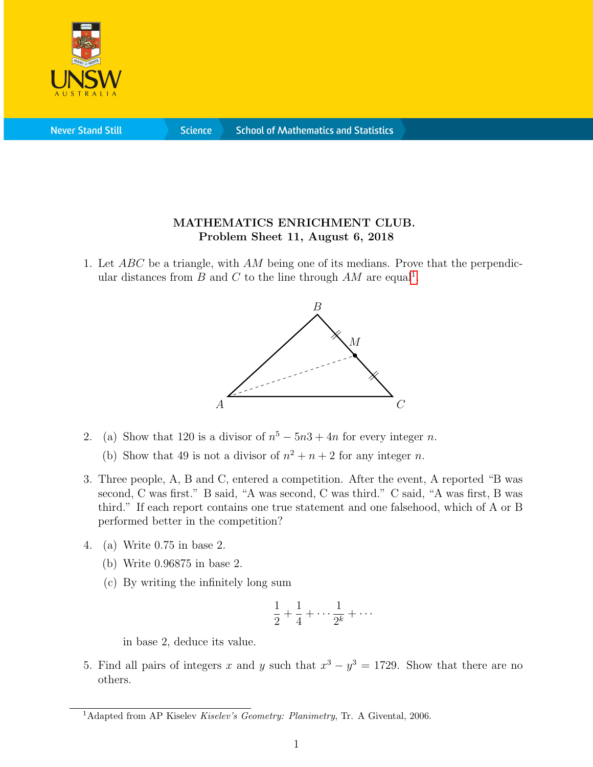**MATHEMATICS ENRICHMENT CLUB.**
**Problem Sheet 11, August 6, 2018**

1. Let $ABC$ be a triangle, with $AM$ being one of its medians. Prove that the perpendicular distances from $B$ and $C$ to the line through $AM$ are equal[1].

2. (a) Show that 120 is a divisor of $n^5 - 5n3 + 4n$ for every integer $n$.

   (b) Show that 49 is not a divisor of $n^2 + n + 2$ for any integer $n$.

3. Three people, A, B and C, entered a competition. After the event, A reported "B was second, C was first." B said, "A was second, C was third." C said, "A was first, B was third." If each report contains one true statement and one falsehood, which of A or B performed better in the competition?

4. (a) Write 0.75 in base 2.

   (b) Write 0.96875 in base 2.

   (c) By writing the infinitely long sum

$$\frac{1}{2} + \frac{1}{4} + \cdots \frac{1}{2^k} + \cdots$$

   in base 2, deduce its value.

5. Find all pairs of integers $x$ and $y$ such that $x^3 - y^3 = 1729$. Show that there are no others.

[1]Adapted from AP Kiselev *Kiselev's Geometry: Planimetry*, Tr. A Givental, 2006.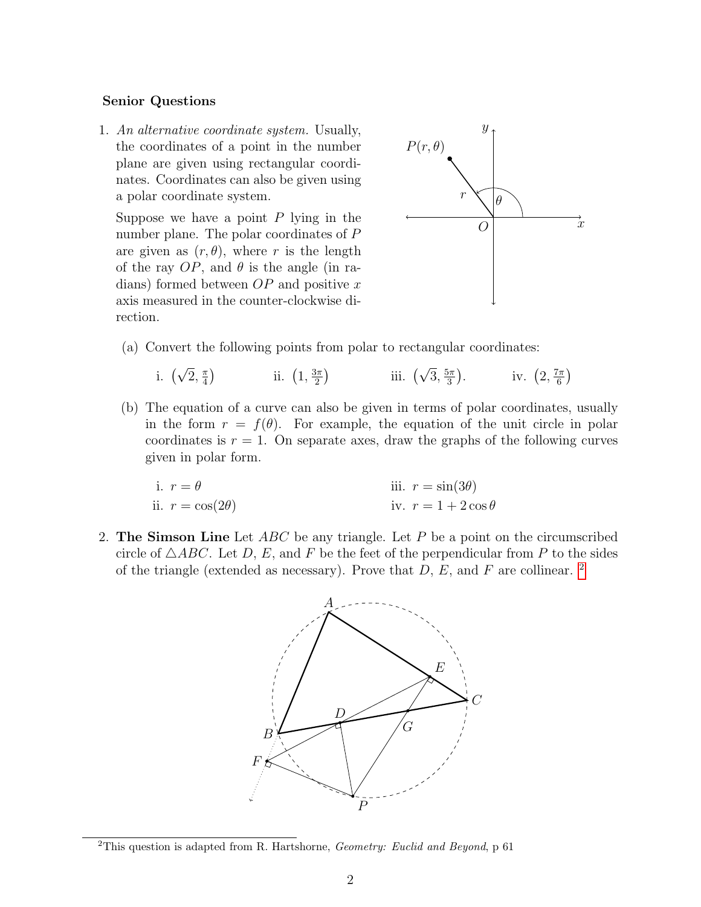### Senior Questions

1. *An alternative coordinate system.* Usually, the coordinates of a point in the number plane are given using rectangular coordinates. Coordinates can also be given using a polar coordinate system.

   Suppose we have a point $P$ lying in the number plane. The polar coordinates of $P$ are given as $(r, \theta)$, where $r$ is the length of the ray $OP$, and $\theta$ is the angle (in radians) formed between $OP$ and positive $x$ axis measured in the counter-clockwise direction.

   (a) Convert the following points from polar to rectangular coordinates:

   i. $\left(\sqrt{2}, \frac{\pi}{4}\right)$ ii. $\left(1, \frac{3\pi}{2}\right)$ iii. $\left(\sqrt{3}, \frac{5\pi}{3}\right)$. iv. $\left(2, \frac{7\pi}{6}\right)$

   (b) The equation of a curve can also be given in terms of polar coordinates, usually in the form $r = f(\theta)$. For example, the equation of the unit circle in polar coordinates is $r = 1$. On separate axes, draw the graphs of the following curves given in polar form.

   i. $r = \theta$

   ii. $r = \cos(2\theta)$

   iii. $r = \sin(3\theta)$

   iv. $r = 1 + 2\cos\theta$

2. **The Simson Line** Let $ABC$ be any triangle. Let $P$ be a point on the circumscribed circle of $\triangle ABC$. Let $D$, $E$, and $F$ be the feet of the perpendicular from $P$ to the sides of the triangle (extended as necessary). Prove that $D$, $E$, and $F$ are collinear. [2]

---

[2] This question is adapted from R. Hartshorne, *Geometry: Euclid and Beyond*, p 61